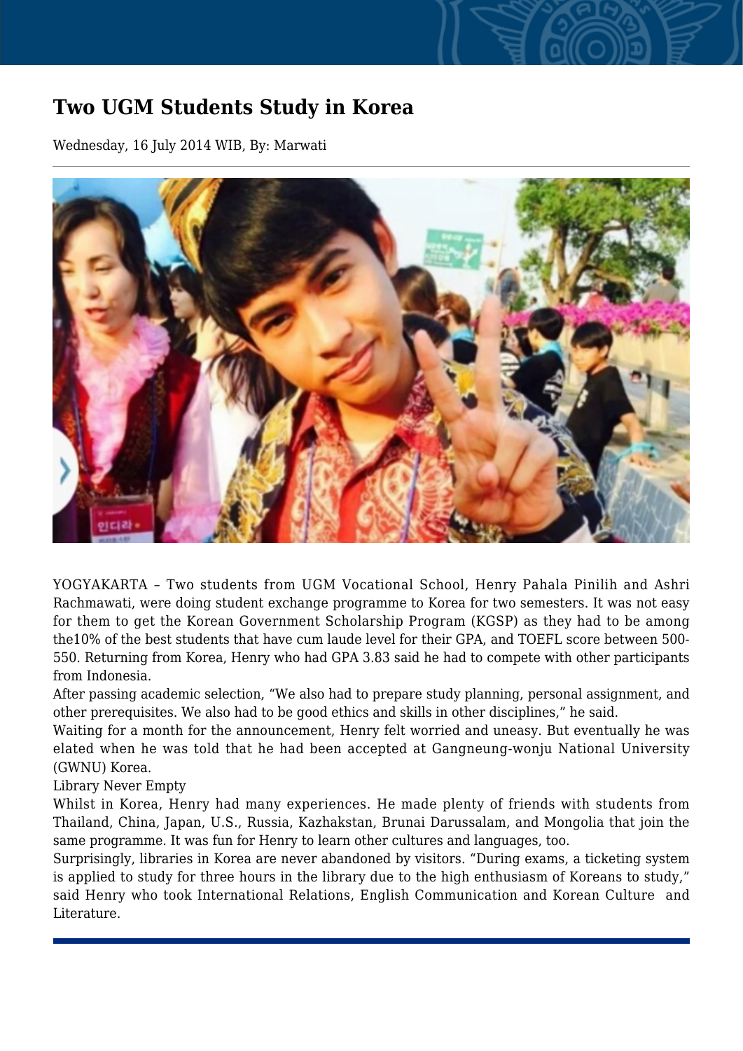# Two UGM Students Study in Korea

Wednesday, 16 July 2014 WIB, By: Marwati

YOGYAKARTA – Two students from UGM Vocational School, Henry Pahala Pinilih and Ashri Rachmawati, were doing student exchange programme to Korea for two semesters. It was not easy for them to get the Korean Government Scholarship Program (KGSP) as they had to be among the10% of the best students that have cum laude level for their GPA, and TOEFL score between 500-550. Returning from Korea, Henry who had GPA 3.83 said he had to compete with other participants from Indonesia.

After passing academic selection, "We also had to prepare study planning, personal assignment, and other prerequisites. We also had to be good ethics and skills in other disciplines," he said.

Waiting for a month for the announcement, Henry felt worried and uneasy. But eventually he was elated when he was told that he had been accepted at Gangneung-wonju National University (GWNU) Korea.

Library Never Empty

Whilst in Korea, Henry had many experiences. He made plenty of friends with students from Thailand, China, Japan, U.S., Russia, Kazhakstan, Brunai Darussalam, and Mongolia that join the same programme. It was fun for Henry to learn other cultures and languages, too.

Surprisingly, libraries in Korea are never abandoned by visitors. "During exams, a ticketing system is applied to study for three hours in the library due to the high enthusiasm of Koreans to study," said Henry who took International Relations, English Communication and Korean Culture and Literature.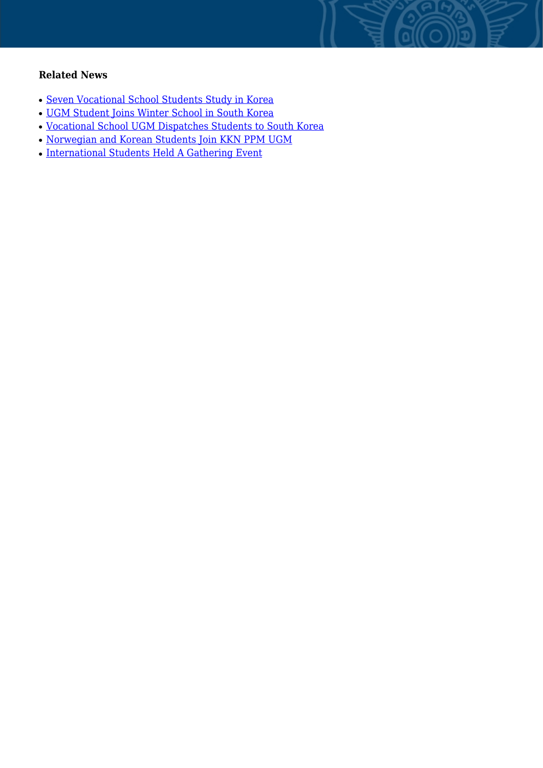**Related News**

- Seven Vocational School Students Study in Korea
- UGM Student Joins Winter School in South Korea
- Vocational School UGM Dispatches Students to South Korea
- Norwegian and Korean Students Join KKN PPM UGM
- International Students Held A Gathering Event